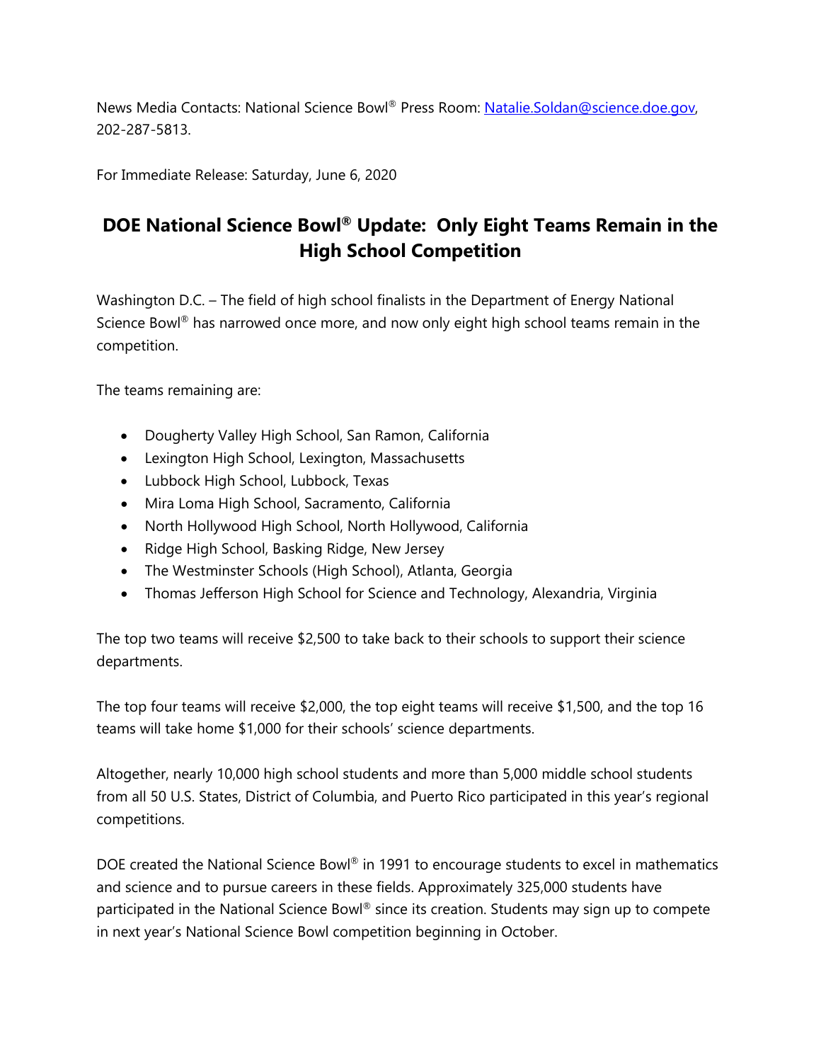News Media Contacts: National Science Bowl® Press Room: [Natalie.Soldan@science.doe.gov](mailto:Natalie.Soldan@science.doe.gov), 202-287-5813.

For Immediate Release: Saturday, June 6, 2020

# DOE National Science Bowl® Update: Only Eight Teams Remain in the High School Competition

Washington D.C. – The field of high school finalists in the Department of Energy National Science Bowl® has narrowed once more, and now only eight high school teams remain in the competition.

The teams remaining are:

- Dougherty Valley High School, San Ramon, California
- Lexington High School, Lexington, Massachusetts
- Lubbock High School, Lubbock, Texas
- Mira Loma High School, Sacramento, California
- North Hollywood High School, North Hollywood, California
- Ridge High School, Basking Ridge, New Jersey
- The Westminster Schools (High School), Atlanta, Georgia
- Thomas Jefferson High School for Science and Technology, Alexandria, Virginia

The top two teams will receive $2,500 to take back to their schools to support their science departments.

The top four teams will receive $2,000, the top eight teams will receive $1,500, and the top 16 teams will take home $1,000 for their schools' science departments.

Altogether, nearly 10,000 high school students and more than 5,000 middle school students from all 50 U.S. States, District of Columbia, and Puerto Rico participated in this year's regional competitions.

DOE created the National Science Bowl® in 1991 to encourage students to excel in mathematics and science and to pursue careers in these fields. Approximately 325,000 students have participated in the National Science Bowl® since its creation. Students may sign up to compete in next year's National Science Bowl competition beginning in October.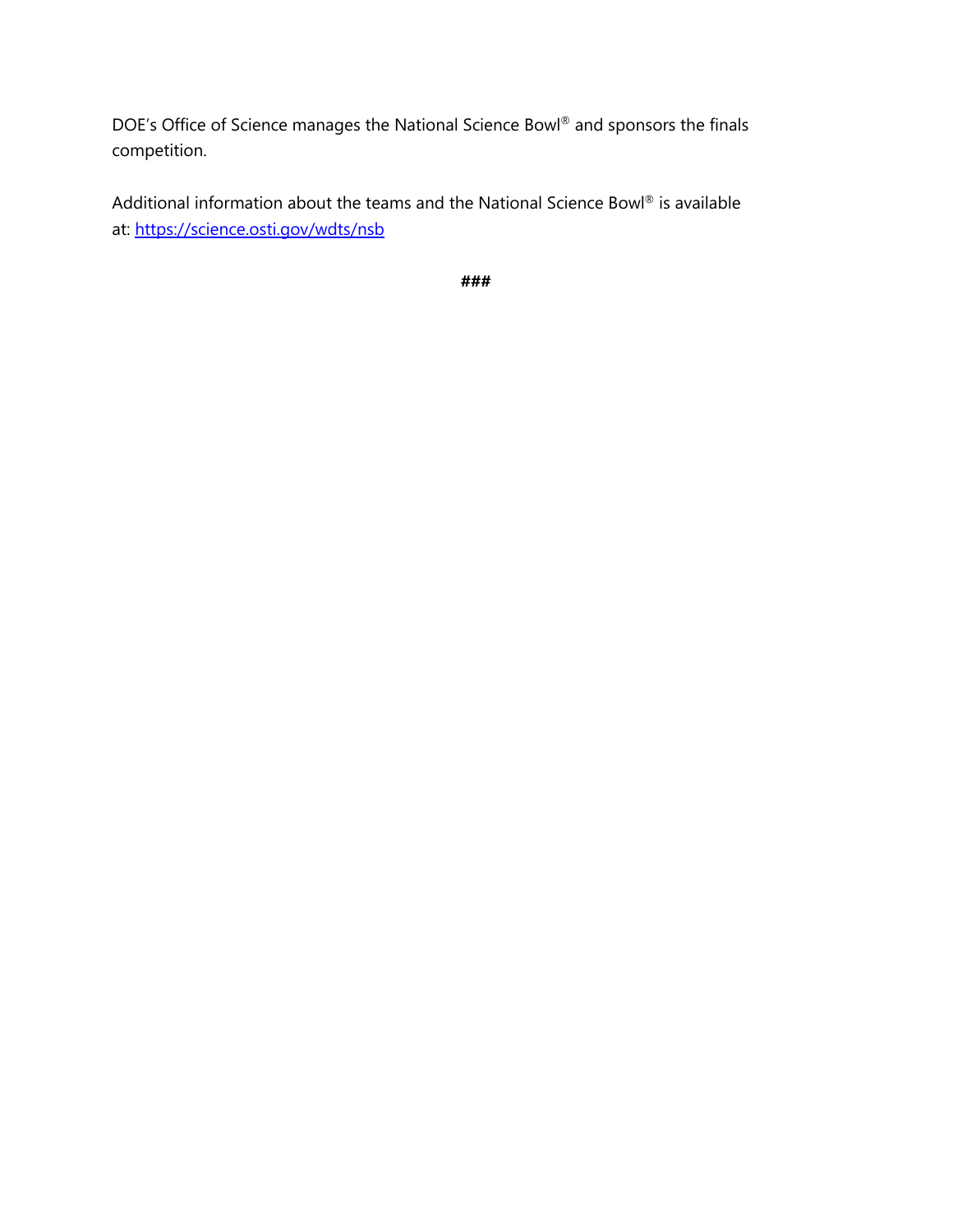DOE's Office of Science manages the National Science Bowl® and sponsors the finals competition.

Additional information about the teams and the National Science Bowl® is available at: https://science.osti.gov/wdts/nsb

**###**